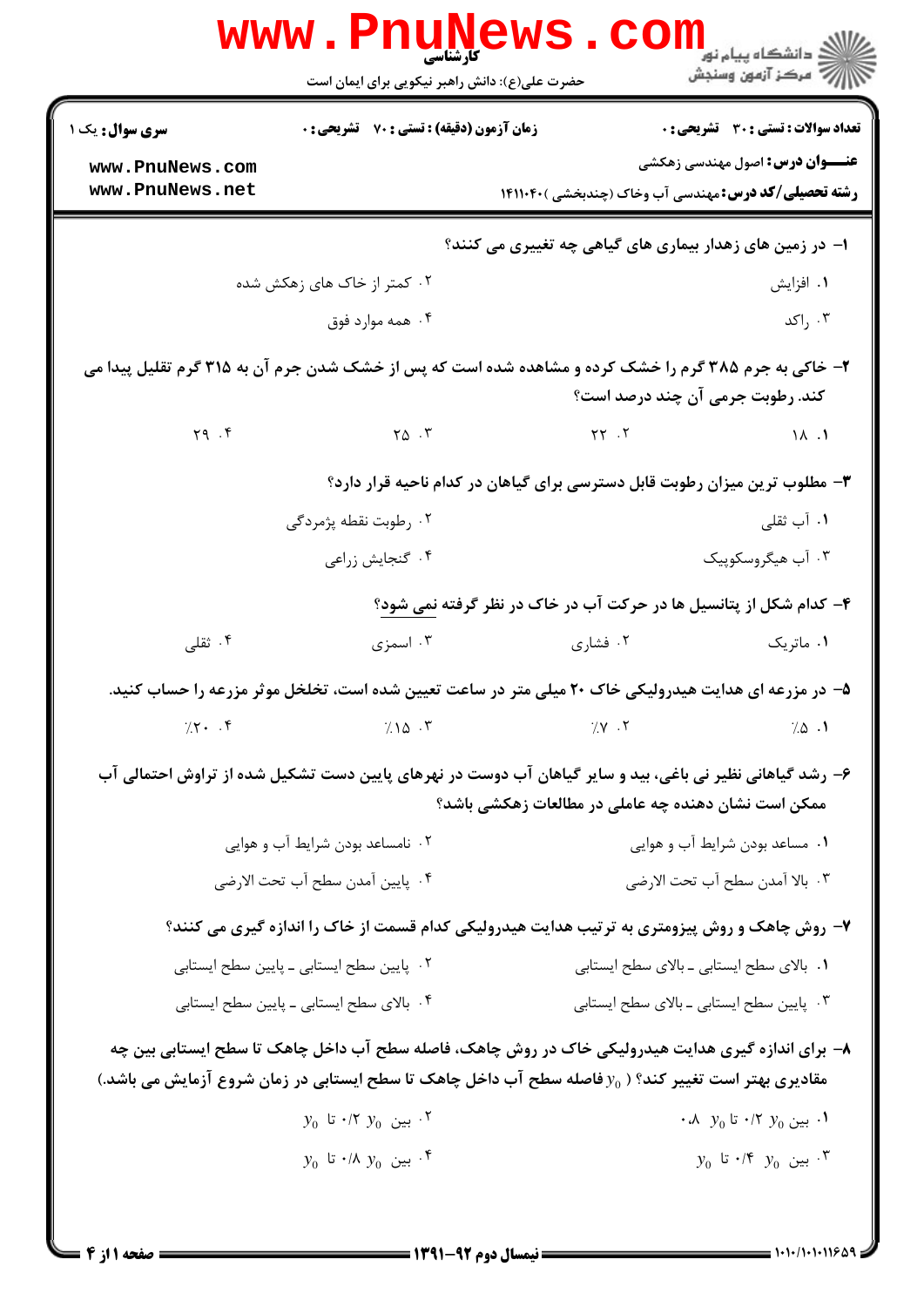کارشناسی

حضرت علی(ع): دانش راهبر نیکویی برای ایمان است

| سری سوال: یک ۱ | زمان آزمون (دقیقه) : تستی : ۷۰ تشریحی : ۰ | تعداد سوالات : تستی : ۳۰ تشریحی : ۰ |
| --- | --- | --- |

**عنـــوان درس:** اصول مهندسی زهکشی

**رشته تحصیلی/کد درس:** مهندسی آب وخاک (چندبخشی )۱۴۱۱۰۴۰

**۱- در زمین های زهدار بیماری های گیاهی چه تغییری می کنند؟**

۱. افزایش
۲. کمتر از خاک های زهکش شده
۳. راکد
۴. همه موارد فوق

**۲- خاکی به جرم ۳۸۵ گرم را خشک کرده و مشاهده شده است که پس از خشک شدن جرم آن به ۳۱۵ گرم تقلیل پیدا می کند. رطوبت جرمی آن چند درصد است؟**

۱. ۱۸
۲. ۲۲
۳. ۲۵
۴. ۲۹

**۳- مطلوب ترین میزان رطوبت قابل دسترسی برای گیاهان در کدام ناحیه قرار دارد؟**

۱. آب ثقلی
۲. رطوبت نقطه پژمردگی
۳. آب هیگروسکوپیک
۴. گنجایش زراعی

**۴- کدام شکل از پتانسیل ها در حرکت آب در خاک در نظر گرفته نمی شود؟**

۱. ماتریک
۲. فشاری
۳. اسمزی
۴. ثقلی

**۵- در مزرعه ای هدایت هیدرولیکی خاک ۲۰ میلی متر در ساعت تعیین شده است، تخلخل موثر مزرعه را حساب کنید.**

۱. ٪۵
۲. ٪۷
۳. ٪۱۵
۴. ٪۲۰

**۶- رشد گیاهانی نظیر نی باغی، بید و سایر گیاهان آب دوست در نهرهای پایین دست تشکیل شده از تراوش احتمالی آب ممکن است نشان دهنده چه عاملی در مطالعات زهکشی باشد؟**

۱. مساعد بودن شرایط آب و هوایی
۲. نامساعد بودن شرایط آب و هوایی
۳. بالا آمدن سطح آب تحت الارضی
۴. پایین آمدن سطح آب تحت الارضی

**۷- روش چاهک و روش پیزومتری به ترتیب هدایت هیدرولیکی کدام قسمت از خاک را اندازه گیری می کنند؟**

۱. بالای سطح ایستابی ـ بالای سطح ایستابی
۲. پایین سطح ایستابی ـ پایین سطح ایستابی
۳. پایین سطح ایستابی ـ بالای سطح ایستابی
۴. بالای سطح ایستابی ـ پایین سطح ایستابی

**۸- برای اندازه گیری هدایت هیدرولیکی خاک در روش چاهک، فاصله سطح آب داخل چاهک تا سطح ایستابی بین چه مقادیری بهتر است تغییر کند؟ ( $y_0$ فاصله سطح آب داخل چاهک تا سطح ایستابی در زمان شروع آزمایش می باشد.)**

۱. بین $y_0$ ۰/۲ تا $y_0$ ۰/۸
۲. بین $y_0$ ۰/۲ تا $y_0$
۳. بین $y_0$ ۰/۴ تا $y_0$
۴. بین $y_0$ ۰/۸ تا $y_0$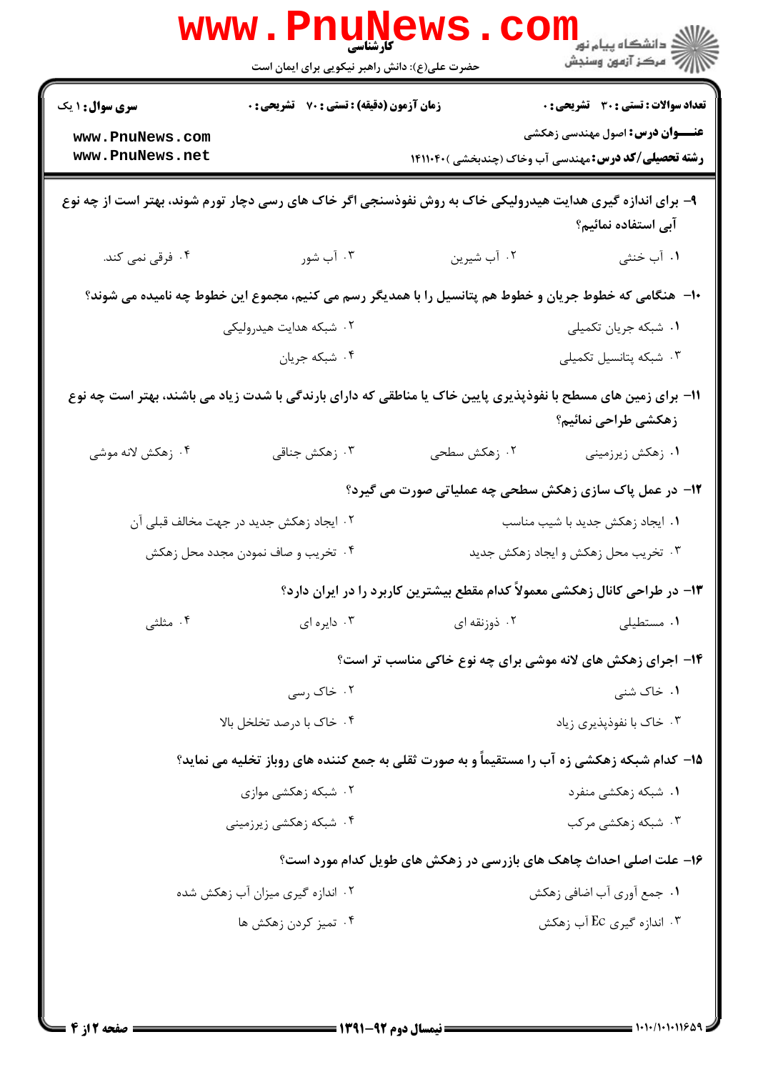**سری سوال:** ۱ یک

**زمان آزمون (دقیقه) : تستی :** ۷۰ **تشریحی :** ۰

**تعداد سوالات : تستی :** ۳۰ **تشریحی :** ۰

**عنـــوان درس:** اصول مهندسی زهکشی

**رشته تحصیلی/کد درس:** مهندسی آب وخاک (چندبخشی )۱۴۱۱۰۴۰

۹- برای اندازه گیری هدایت هیدرولیکی خاک به روش نفوذسنجی اگر خاک های رسی دچار تورم شوند، بهتر است از چه نوع آبی استفاده نمائیم؟

۱. آب خنثی
۲. آب شیرین
۳. آب شور
۴. فرقی نمی کند.

۱۰- هنگامی که خطوط جریان و خطوط هم پتانسیل را با همدیگر رسم می کنیم، مجموع این خطوط چه نامیده می شوند؟

۱. شبکه جریان تکمیلی
۲. شبکه هدایت هیدرولیکی
۳. شبکه پتانسیل تکمیلی
۴. شبکه جریان

۱۱- برای زمین های مسطح با نفوذپذیری پایین خاک یا مناطقی که دارای بارندگی با شدت زیاد می باشند، بهتر است چه نوع زهکشی طراحی نمائیم؟

۱. زهکش زیرزمینی
۲. زهکش سطحی
۳. زهکش جناقی
۴. زهکش لانه موشی

۱۲- در عمل پاک سازی زهکش سطحی چه عملیاتی صورت می گیرد؟

۱. ایجاد زهکش جدید با شیب مناسب
۲. ایجاد زهکش جدید در جهت مخالف قبلی آن
۳. تخریب محل زهکش و ایجاد زهکش جدید
۴. تخریب و صاف نمودن مجدد محل زهکش

۱۳- در طراحی کانال زهکشی معمولاً کدام مقطع بیشترین کاربرد را در ایران دارد؟

۱. مستطیلی
۲. ذوزنقه ای
۳. دایره ای
۴. مثلثی

۱۴- اجرای زهکش های لانه موشی برای چه نوع خاکی مناسب تر است؟

۱. خاک شنی
۲. خاک رسی
۳. خاک با نفوذپذیری زیاد
۴. خاک با درصد تخلخل بالا

۱۵- کدام شبکه زهکشی زه آب را مستقیماً و به صورت ثقلی به جمع کننده های روباز تخلیه می نماید؟

۱. شبکه زهکشی منفرد
۲. شبکه زهکشی موازی
۳. شبکه زهکشی مرکب
۴. شبکه زهکشی زیرزمینی

۱۶- علت اصلی احداث چاهک های بازرسی در زهکش های طویل کدام مورد است؟

۱. جمع آوری آب اضافی زهکش
۲. اندازه گیری میزان آب زهکش شده
۳. اندازه گیری Ec آب زهکش
۴. تمیز کردن زهکش ها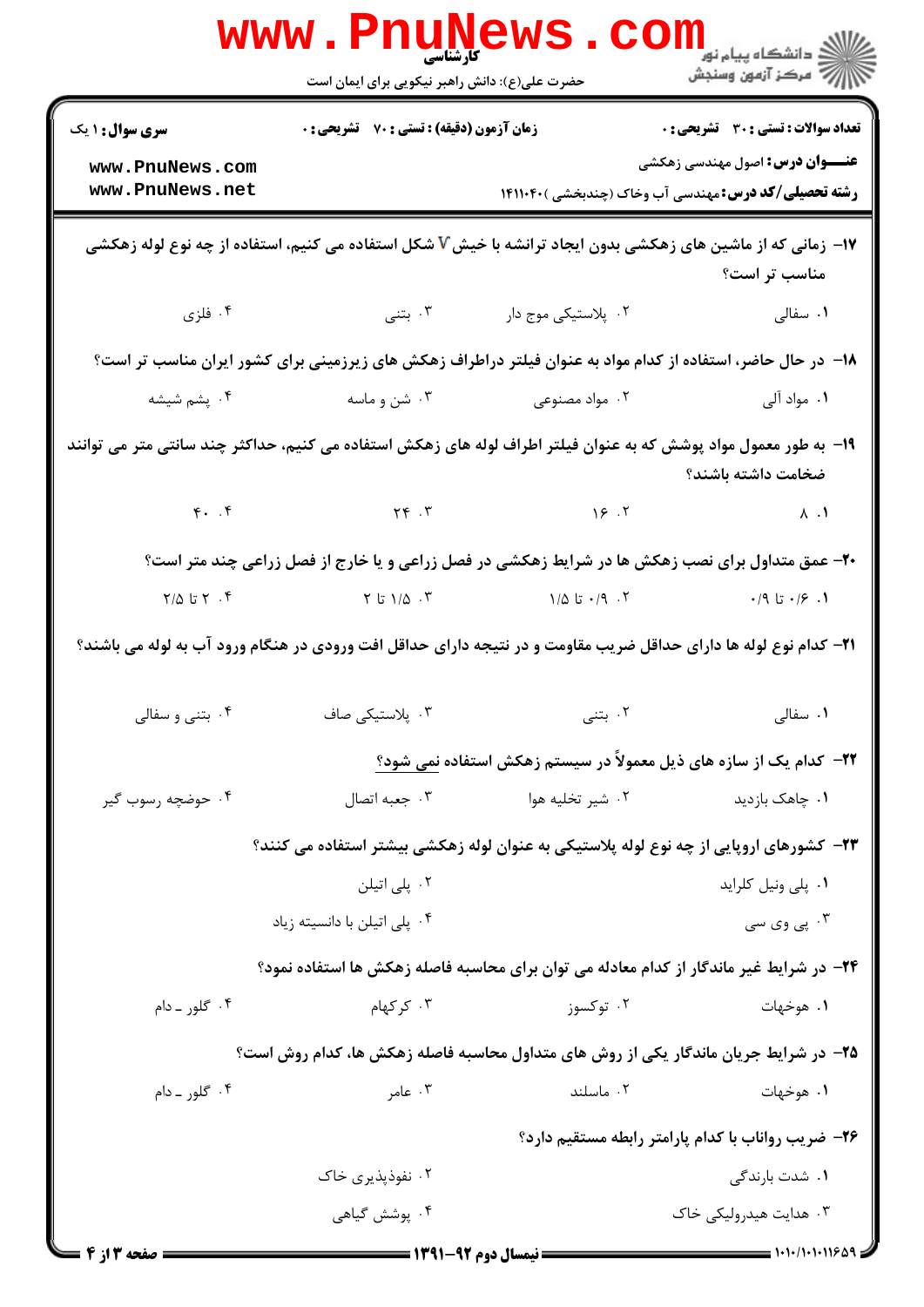**سری سوال:** ۱ یک | **زمان آزمون (دقیقه):** تستی: ۷۰ تشریحی: ۰ | **تعداد سوالات:** تستی: ۳۰ تشریحی: ۰

**عنـــوان درس:** اصول مهندسی زهکشی

**رشته تحصیلی/کد درس:** مهندسی آب وخاک (چندبخشی) ۱۴۱۱۰۴۰

۱۷- زمانی که از ماشین های زهکشی بدون ایجاد ترانشه با خیش V شکل استفاده می کنیم، استفاده از چه نوع لوله زهکشی مناسب تر است؟

۱. سفالی
۲. پلاستیکی موج دار
۳. بتنی
۴. فلزی

۱۸- در حال حاضر، استفاده از کدام مواد به عنوان فیلتر دراطراف زهکش های زیرزمینی برای کشور ایران مناسب تر است؟

۱. مواد آلی
۲. مواد مصنوعی
۳. شن و ماسه
۴. پشم شیشه

۱۹- به طور معمول مواد پوشش که به عنوان فیلتر اطراف لوله های زهکش استفاده می کنیم، حداکثر چند سانتی متر می توانند ضخامت داشته باشند؟

۱. ۸
۲. ۱۶
۳. ۲۴
۴. ۴۰

۲۰- عمق متداول برای نصب زهکش ها در شرایط زهکشی در فصل زراعی و یا خارج از فصل زراعی چند متر است؟

۱. ۰/۶ تا ۰/۹
۲. ۰/۹ تا ۱/۵
۳. ۱/۵ تا ۲
۴. ۲ تا ۲/۵

۲۱- کدام نوع لوله ها دارای حداقل ضریب مقاومت و در نتیجه دارای حداقل افت ورودی در هنگام ورود آب به لوله می باشند؟

۱. سفالی
۲. بتنی
۳. پلاستیکی صاف
۴. بتنی و سفالی

۲۲- کدام یک از سازه های ذیل معمولاً در سیستم زهکش استفاده نمی شود؟

۱. چاهک بازدید
۲. شیر تخلیه هوا
۳. جعبه اتصال
۴. حوضچه رسوب گیر

۲۳- کشورهای اروپایی از چه نوع لوله پلاستیکی به عنوان لوله زهکشی بیشتر استفاده می کنند؟

۱. پلی ونیل کلراید
۲. پلی اتیلن
۳. پی وی سی
۴. پلی اتیلن با دانسیته زیاد

۲۴- در شرایط غیر ماندگار از کدام معادله می توان برای محاسبه فاصله زهکش ها استفاده نمود؟

۱. هوخهات
۲. توکسوز
۳. کرکهام
۴. گلور ـ دام

۲۵- در شرایط جریان ماندگار یکی از روش های متداول محاسبه فاصله زهکش ها، کدام روش است؟

۱. هوخهات
۲. ماسلند
۳. عامر
۴. گلور ـ دام

۲۶- ضریب رواناب با کدام پارامتر رابطه مستقیم دارد؟

۱. شدت بارندگی
۲. نفوذپذیری خاک
۳. هدایت هیدرولیکی خاک
۴. پوشش گیاهی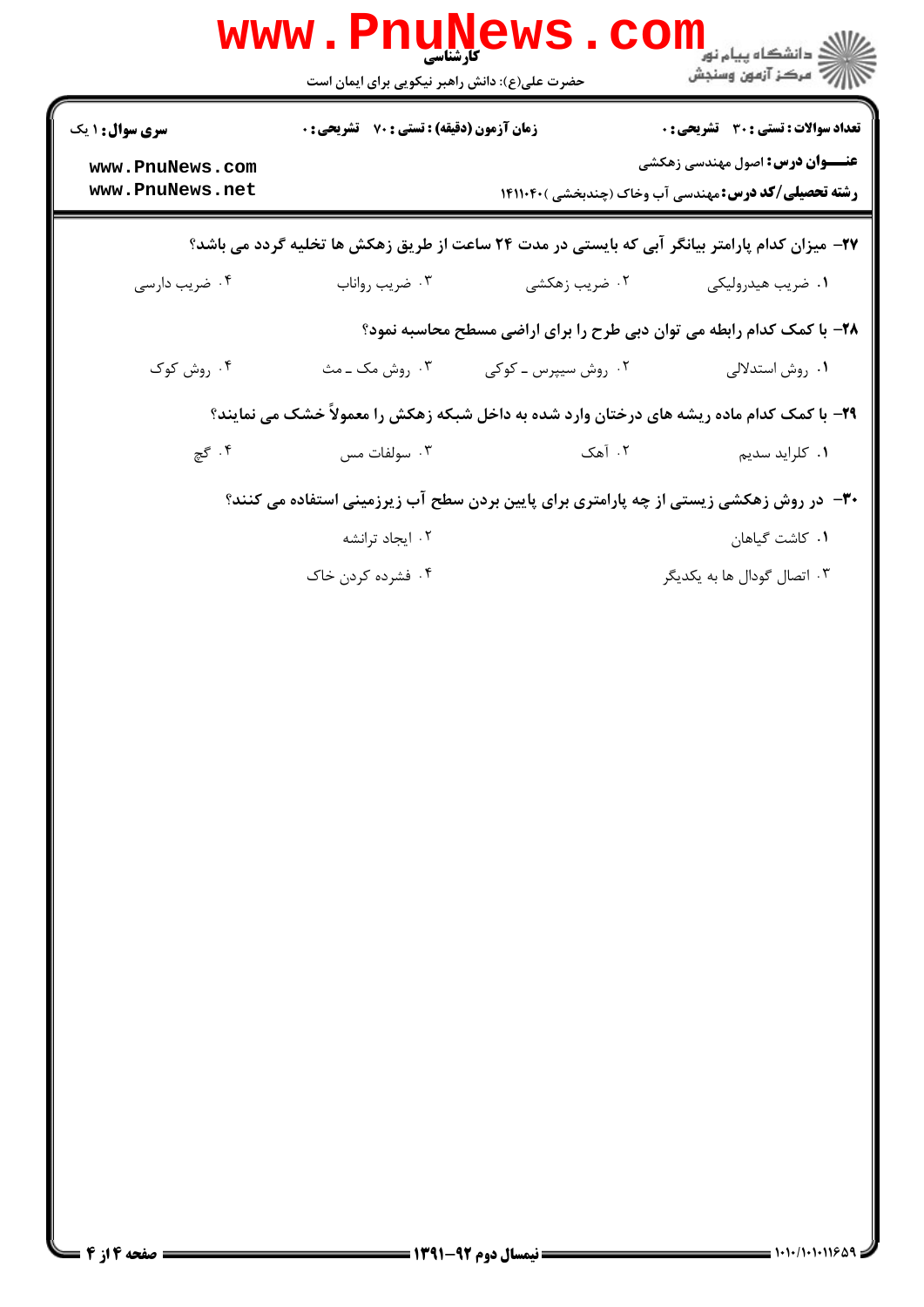کارشناسی

حضرت علی(ع): دانش راهبر نیکویی برای ایمان است

**سری سوال:** ۱ یک

**زمان آزمون (دقیقه) : تستی :** ۷۰ **تشریحی :** ۰

**تعداد سوالات : تستی :** ۳۰ **تشریحی :** ۰

**عنـــوان درس:** اصول مهندسی زهکشی

**رشته تحصیلی/کد درس:** مهندسی آب وخاک (چندبخشی )۱۴۱۱۰۴۰

**۲۷- میزان کدام پارامتر بیانگر آبی که بایستی در مدت ۲۴ ساعت از طریق زهکش ها تخلیه گردد می باشد؟**

۱. ضریب هیدرولیکی
۲. ضریب زهکشی
۳. ضریب رواناب
۴. ضریب دارسی

**۲۸- با کمک کدام رابطه می توان دبی طرح را برای اراضی مسطح محاسبه نمود؟**

۱. روش استدلالی
۲. روش سیپرس ـ کوکی
۳. روش مک ـ مث
۴. روش کوک

**۲۹- با کمک کدام ماده ریشه های درختان وارد شده به داخل شبکه زهکش را معمولاً خشک می نمایند؟**

۱. کلراید سدیم
۲. آهک
۳. سولفات مس
۴. گچ

**۳۰- در روش زهکشی زیستی از چه پارامتری برای پایین بردن سطح آب زیرزمینی استفاده می کنند؟**

۱. کاشت گیاهان
۲. ایجاد ترانشه
۳. اتصال گودال ها به یکدیگر
۴. فشرده کردن خاک